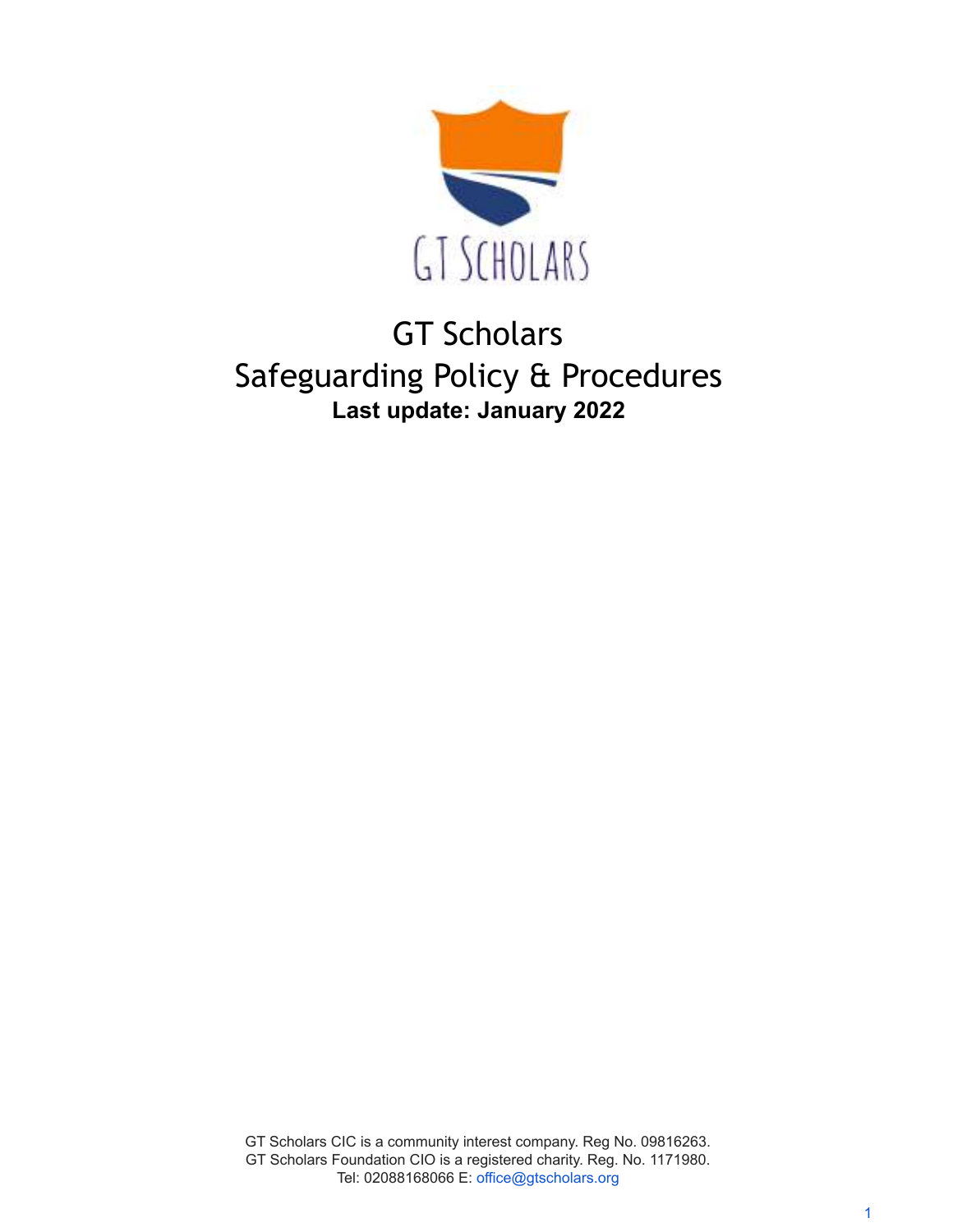# GT Scholars

## Safeguarding Policy & Procedures

**Last update: January 2022**

GT Scholars CIC is a community interest company. Reg No. 09816263.
GT Scholars Foundation CIO is a registered charity. Reg. No. 1171980.
Tel: 02088168066 E: office@gtscholars.org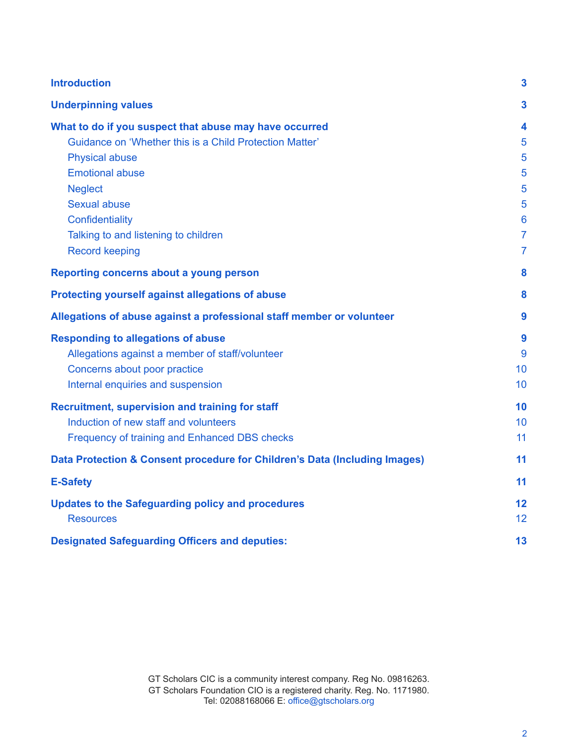**Introduction** 3

**Underpinning values** 3

**What to do if you suspect that abuse may have occurred** 4

- Guidance on 'Whether this is a Child Protection Matter' 5
- Physical abuse 5
- Emotional abuse 5
- Neglect 5
- Sexual abuse 5
- Confidentiality 6
- Talking to and listening to children 7
- Record keeping 7

**Reporting concerns about a young person** 8

**Protecting yourself against allegations of abuse** 8

**Allegations of abuse against a professional staff member or volunteer** 9

**Responding to allegations of abuse** 9

- Allegations against a member of staff/volunteer 9
- Concerns about poor practice 10
- Internal enquiries and suspension 10

**Recruitment, supervision and training for staff** 10

- Induction of new staff and volunteers 10
- Frequency of training and Enhanced DBS checks 11

**Data Protection & Consent procedure for Children's Data (Including Images)** 11

**E-Safety** 11

**Updates to the Safeguarding policy and procedures** 12

- Resources 12

**Designated Safeguarding Officers and deputies:** 13

GT Scholars CIC is a community interest company. Reg No. 09816263.
GT Scholars Foundation CIO is a registered charity. Reg. No. 1171980.
Tel: 02088168066 E: office@gtscholars.org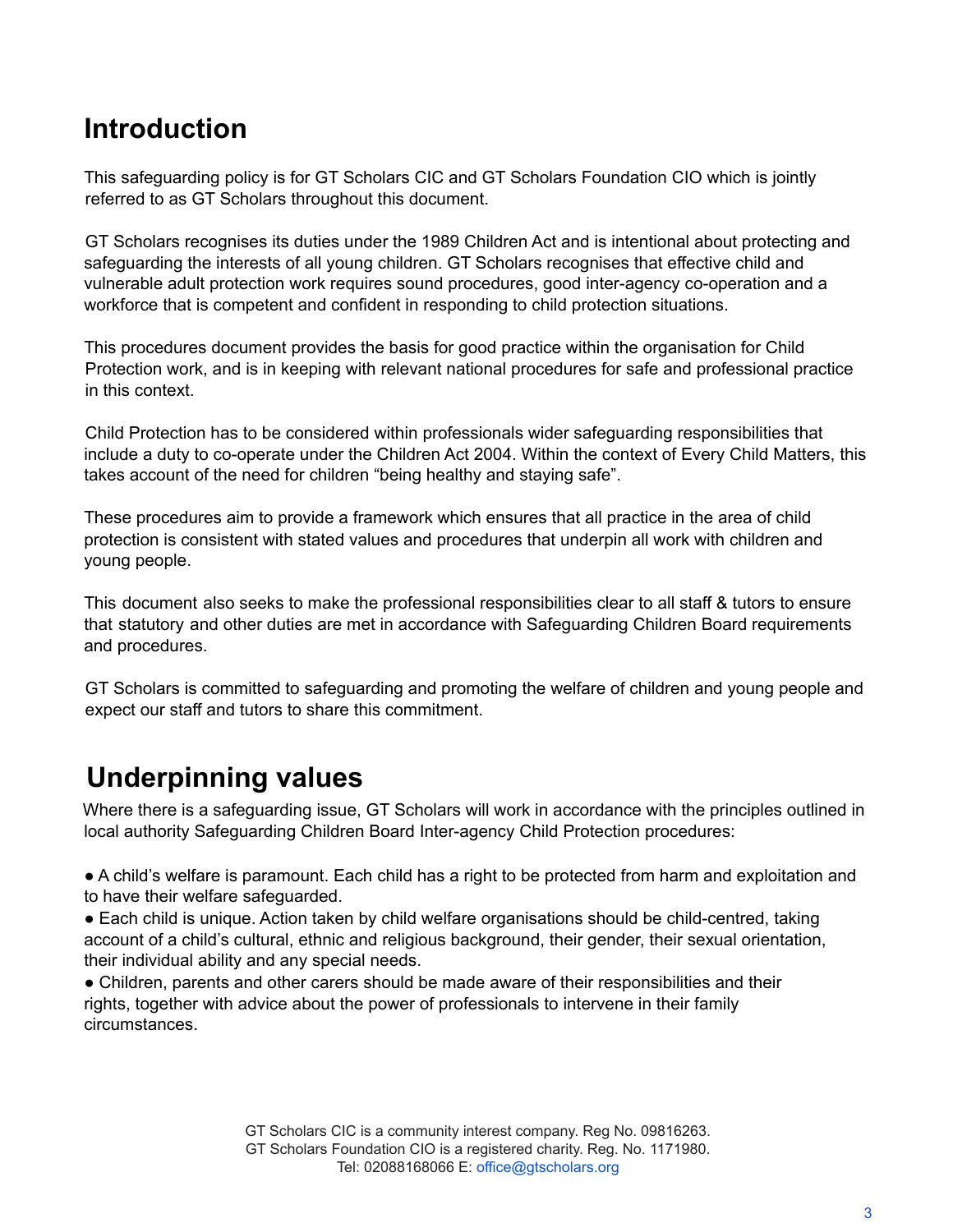## Introduction

This safeguarding policy is for GT Scholars CIC and GT Scholars Foundation CIO which is jointly referred to as GT Scholars throughout this document.

GT Scholars recognises its duties under the 1989 Children Act and is intentional about protecting and safeguarding the interests of all young children. GT Scholars recognises that effective child and vulnerable adult protection work requires sound procedures, good inter-agency co-operation and a workforce that is competent and confident in responding to child protection situations.

This procedures document provides the basis for good practice within the organisation for Child Protection work, and is in keeping with relevant national procedures for safe and professional practice in this context.

Child Protection has to be considered within professionals wider safeguarding responsibilities that include a duty to co-operate under the Children Act 2004. Within the context of Every Child Matters, this takes account of the need for children "being healthy and staying safe".

These procedures aim to provide a framework which ensures that all practice in the area of child protection is consistent with stated values and procedures that underpin all work with children and young people.

This document also seeks to make the professional responsibilities clear to all staff & tutors to ensure that statutory and other duties are met in accordance with Safeguarding Children Board requirements and procedures.

GT Scholars is committed to safeguarding and promoting the welfare of children and young people and expect our staff and tutors to share this commitment.

## Underpinning values

Where there is a safeguarding issue, GT Scholars will work in accordance with the principles outlined in local authority Safeguarding Children Board Inter-agency Child Protection procedures:

- A child's welfare is paramount. Each child has a right to be protected from harm and exploitation and to have their welfare safeguarded.
- Each child is unique. Action taken by child welfare organisations should be child-centred, taking account of a child's cultural, ethnic and religious background, their gender, their sexual orientation, their individual ability and any special needs.
- Children, parents and other carers should be made aware of their responsibilities and their rights, together with advice about the power of professionals to intervene in their family circumstances.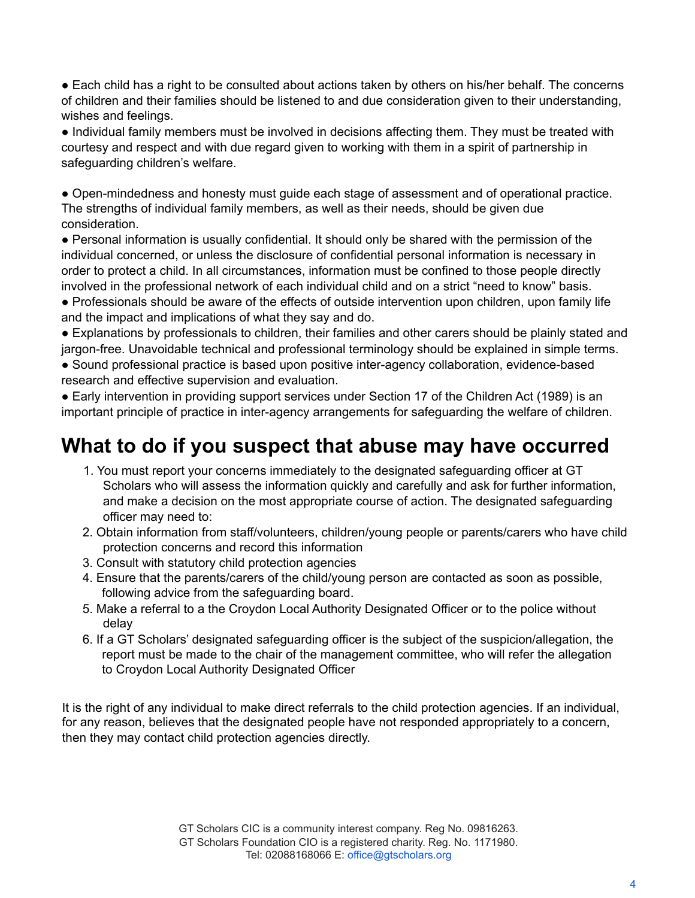- Each child has a right to be consulted about actions taken by others on his/her behalf. The concerns of children and their families should be listened to and due consideration given to their understanding, wishes and feelings.
- Individual family members must be involved in decisions affecting them. They must be treated with courtesy and respect and with due regard given to working with them in a spirit of partnership in safeguarding children's welfare.

- Open-mindedness and honesty must guide each stage of assessment and of operational practice. The strengths of individual family members, as well as their needs, should be given due consideration.
- Personal information is usually confidential. It should only be shared with the permission of the individual concerned, or unless the disclosure of confidential personal information is necessary in order to protect a child. In all circumstances, information must be confined to those people directly involved in the professional network of each individual child and on a strict "need to know" basis.
- Professionals should be aware of the effects of outside intervention upon children, upon family life and the impact and implications of what they say and do.
- Explanations by professionals to children, their families and other carers should be plainly stated and jargon-free. Unavoidable technical and professional terminology should be explained in simple terms.
- Sound professional practice is based upon positive inter-agency collaboration, evidence-based research and effective supervision and evaluation.
- Early intervention in providing support services under Section 17 of the Children Act (1989) is an important principle of practice in inter-agency arrangements for safeguarding the welfare of children.

## What to do if you suspect that abuse may have occurred

1. You must report your concerns immediately to the designated safeguarding officer at GT Scholars who will assess the information quickly and carefully and ask for further information, and make a decision on the most appropriate course of action. The designated safeguarding officer may need to:
2. Obtain information from staff/volunteers, children/young people or parents/carers who have child protection concerns and record this information
3. Consult with statutory child protection agencies
4. Ensure that the parents/carers of the child/young person are contacted as soon as possible, following advice from the safeguarding board.
5. Make a referral to a the Croydon Local Authority Designated Officer or to the police without delay
6. If a GT Scholars' designated safeguarding officer is the subject of the suspicion/allegation, the report must be made to the chair of the management committee, who will refer the allegation to Croydon Local Authority Designated Officer

It is the right of any individual to make direct referrals to the child protection agencies. If an individual, for any reason, believes that the designated people have not responded appropriately to a concern, then they may contact child protection agencies directly.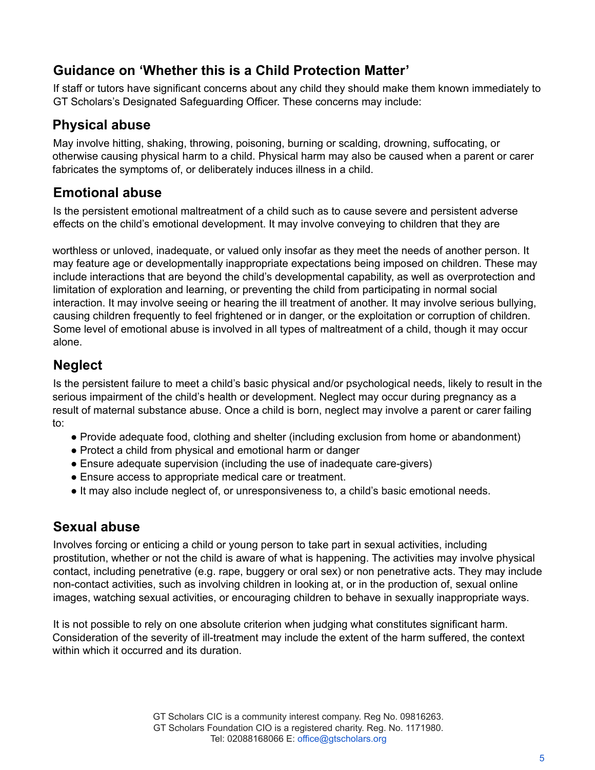## Guidance on 'Whether this is a Child Protection Matter'

If staff or tutors have significant concerns about any child they should make them known immediately to GT Scholars's Designated Safeguarding Officer. These concerns may include:

### Physical abuse

May involve hitting, shaking, throwing, poisoning, burning or scalding, drowning, suffocating, or otherwise causing physical harm to a child. Physical harm may also be caused when a parent or carer fabricates the symptoms of, or deliberately induces illness in a child.

### Emotional abuse

Is the persistent emotional maltreatment of a child such as to cause severe and persistent adverse effects on the child's emotional development. It may involve conveying to children that they are worthless or unloved, inadequate, or valued only insofar as they meet the needs of another person. It may feature age or developmentally inappropriate expectations being imposed on children. These may include interactions that are beyond the child's developmental capability, as well as overprotection and limitation of exploration and learning, or preventing the child from participating in normal social interaction. It may involve seeing or hearing the ill treatment of another. It may involve serious bullying, causing children frequently to feel frightened or in danger, or the exploitation or corruption of children. Some level of emotional abuse is involved in all types of maltreatment of a child, though it may occur alone.

### Neglect

Is the persistent failure to meet a child's basic physical and/or psychological needs, likely to result in the serious impairment of the child's health or development. Neglect may occur during pregnancy as a result of maternal substance abuse. Once a child is born, neglect may involve a parent or carer failing to:

- Provide adequate food, clothing and shelter (including exclusion from home or abandonment)
- Protect a child from physical and emotional harm or danger
- Ensure adequate supervision (including the use of inadequate care-givers)
- Ensure access to appropriate medical care or treatment.
- It may also include neglect of, or unresponsiveness to, a child's basic emotional needs.

### Sexual abuse

Involves forcing or enticing a child or young person to take part in sexual activities, including prostitution, whether or not the child is aware of what is happening. The activities may involve physical contact, including penetrative (e.g. rape, buggery or oral sex) or non penetrative acts. They may include non-contact activities, such as involving children in looking at, or in the production of, sexual online images, watching sexual activities, or encouraging children to behave in sexually inappropriate ways.

It is not possible to rely on one absolute criterion when judging what constitutes significant harm. Consideration of the severity of ill-treatment may include the extent of the harm suffered, the context within which it occurred and its duration.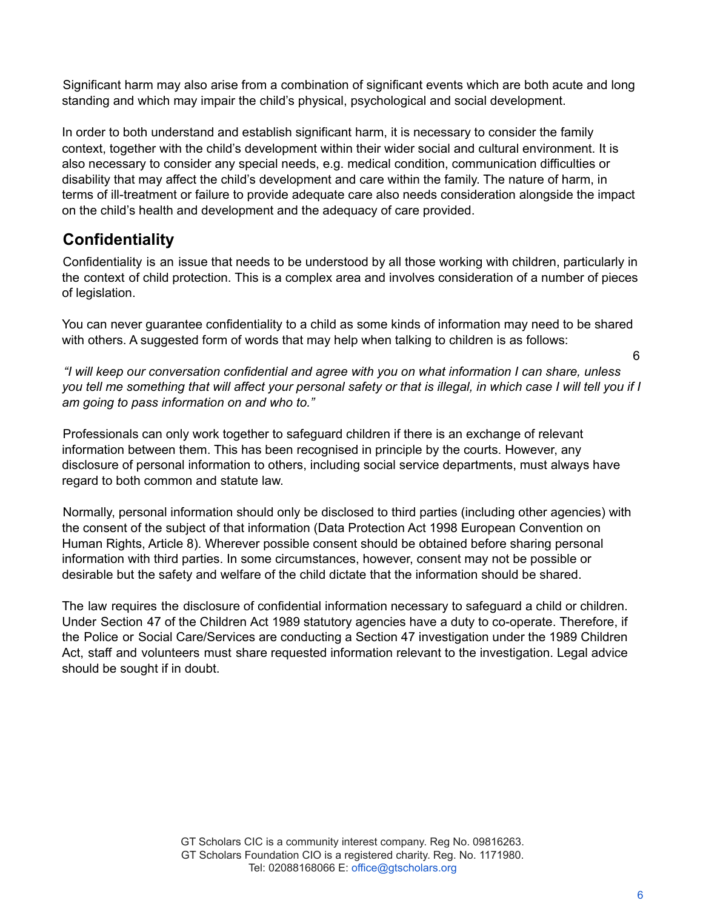Significant harm may also arise from a combination of significant events which are both acute and long standing and which may impair the child's physical, psychological and social development.

In order to both understand and establish significant harm, it is necessary to consider the family context, together with the child's development within their wider social and cultural environment. It is also necessary to consider any special needs, e.g. medical condition, communication difficulties or disability that may affect the child's development and care within the family. The nature of harm, in terms of ill-treatment or failure to provide adequate care also needs consideration alongside the impact on the child's health and development and the adequacy of care provided.

## Confidentiality

Confidentiality is an issue that needs to be understood by all those working with children, particularly in the context of child protection. This is a complex area and involves consideration of a number of pieces of legislation.

You can never guarantee confidentiality to a child as some kinds of information may need to be shared with others. A suggested form of words that may help when talking to children is as follows:

*"I will keep our conversation confidential and agree with you on what information I can share, unless you tell me something that will affect your personal safety or that is illegal, in which case I will tell you if I am going to pass information on and who to."*

Professionals can only work together to safeguard children if there is an exchange of relevant information between them. This has been recognised in principle by the courts. However, any disclosure of personal information to others, including social service departments, must always have regard to both common and statute law.

Normally, personal information should only be disclosed to third parties (including other agencies) with the consent of the subject of that information (Data Protection Act 1998 European Convention on Human Rights, Article 8). Wherever possible consent should be obtained before sharing personal information with third parties. In some circumstances, however, consent may not be possible or desirable but the safety and welfare of the child dictate that the information should be shared.

The law requires the disclosure of confidential information necessary to safeguard a child or children. Under Section 47 of the Children Act 1989 statutory agencies have a duty to co-operate. Therefore, if the Police or Social Care/Services are conducting a Section 47 investigation under the 1989 Children Act, staff and volunteers must share requested information relevant to the investigation. Legal advice should be sought if in doubt.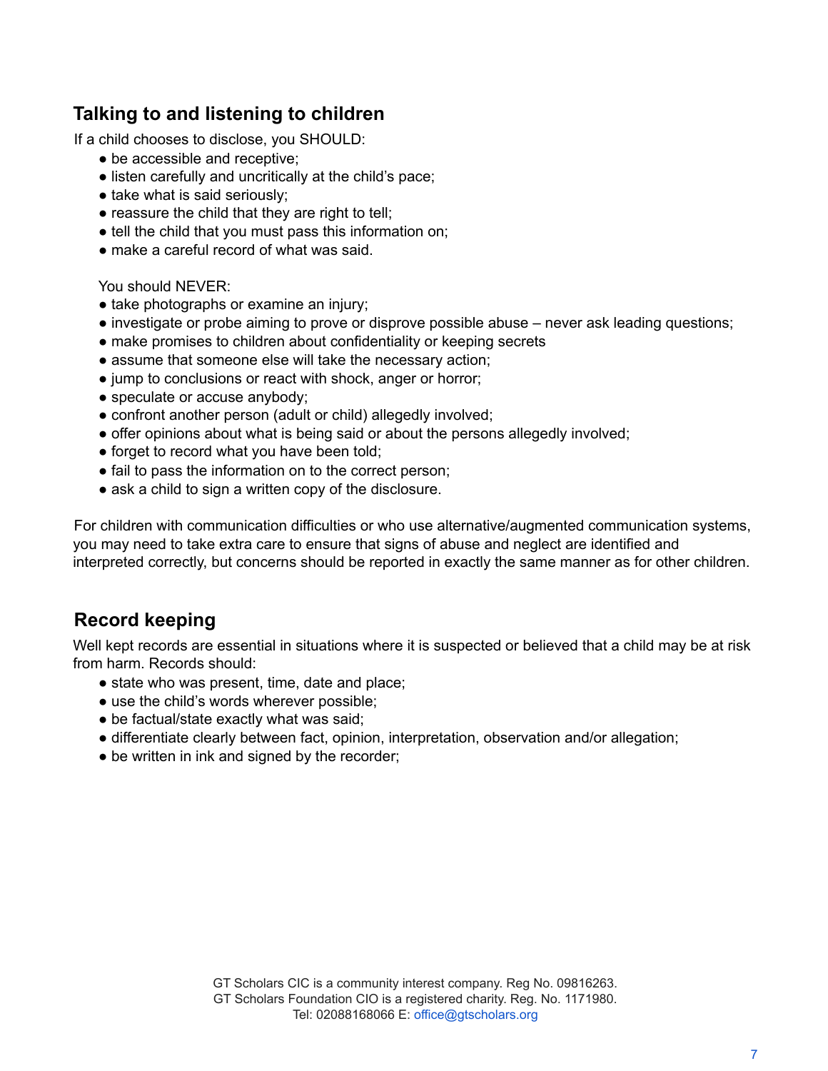## Talking to and listening to children

If a child chooses to disclose, you SHOULD:

- be accessible and receptive;
- listen carefully and uncritically at the child's pace;
- take what is said seriously;
- reassure the child that they are right to tell;
- tell the child that you must pass this information on;
- make a careful record of what was said.

You should NEVER:

- take photographs or examine an injury;
- investigate or probe aiming to prove or disprove possible abuse – never ask leading questions;
- make promises to children about confidentiality or keeping secrets
- assume that someone else will take the necessary action;
- jump to conclusions or react with shock, anger or horror;
- speculate or accuse anybody;
- confront another person (adult or child) allegedly involved;
- offer opinions about what is being said or about the persons allegedly involved;
- forget to record what you have been told;
- fail to pass the information on to the correct person;
- ask a child to sign a written copy of the disclosure.

For children with communication difficulties or who use alternative/augmented communication systems, you may need to take extra care to ensure that signs of abuse and neglect are identified and interpreted correctly, but concerns should be reported in exactly the same manner as for other children.

## Record keeping

Well kept records are essential in situations where it is suspected or believed that a child may be at risk from harm. Records should:

- state who was present, time, date and place;
- use the child's words wherever possible;
- be factual/state exactly what was said;
- differentiate clearly between fact, opinion, interpretation, observation and/or allegation;
- be written in ink and signed by the recorder;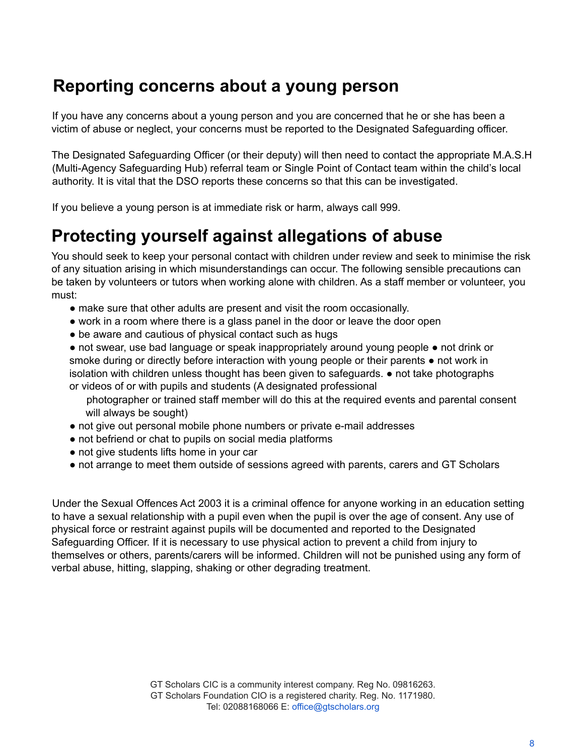## Reporting concerns about a young person

If you have any concerns about a young person and you are concerned that he or she has been a victim of abuse or neglect, your concerns must be reported to the Designated Safeguarding officer.

The Designated Safeguarding Officer (or their deputy) will then need to contact the appropriate M.A.S.H (Multi-Agency Safeguarding Hub) referral team or Single Point of Contact team within the child's local authority. It is vital that the DSO reports these concerns so that this can be investigated.

If you believe a young person is at immediate risk or harm, always call 999.

## Protecting yourself against allegations of abuse

You should seek to keep your personal contact with children under review and seek to minimise the risk of any situation arising in which misunderstandings can occur. The following sensible precautions can be taken by volunteers or tutors when working alone with children. As a staff member or volunteer, you must:

- make sure that other adults are present and visit the room occasionally.
- work in a room where there is a glass panel in the door or leave the door open
- be aware and cautious of physical contact such as hugs
- not swear, use bad language or speak inappropriately around young people
- not drink or smoke during or directly before interaction with young people or their parents
- not work in isolation with children unless thought has been given to safeguards.
- not take photographs or videos of or with pupils and students (A designated professional photographer or trained staff member will do this at the required events and parental consent will always be sought)
- not give out personal mobile phone numbers or private e-mail addresses
- not befriend or chat to pupils on social media platforms
- not give students lifts home in your car
- not arrange to meet them outside of sessions agreed with parents, carers and GT Scholars

Under the Sexual Offences Act 2003 it is a criminal offence for anyone working in an education setting to have a sexual relationship with a pupil even when the pupil is over the age of consent. Any use of physical force or restraint against pupils will be documented and reported to the Designated Safeguarding Officer. If it is necessary to use physical action to prevent a child from injury to themselves or others, parents/carers will be informed. Children will not be punished using any form of verbal abuse, hitting, slapping, shaking or other degrading treatment.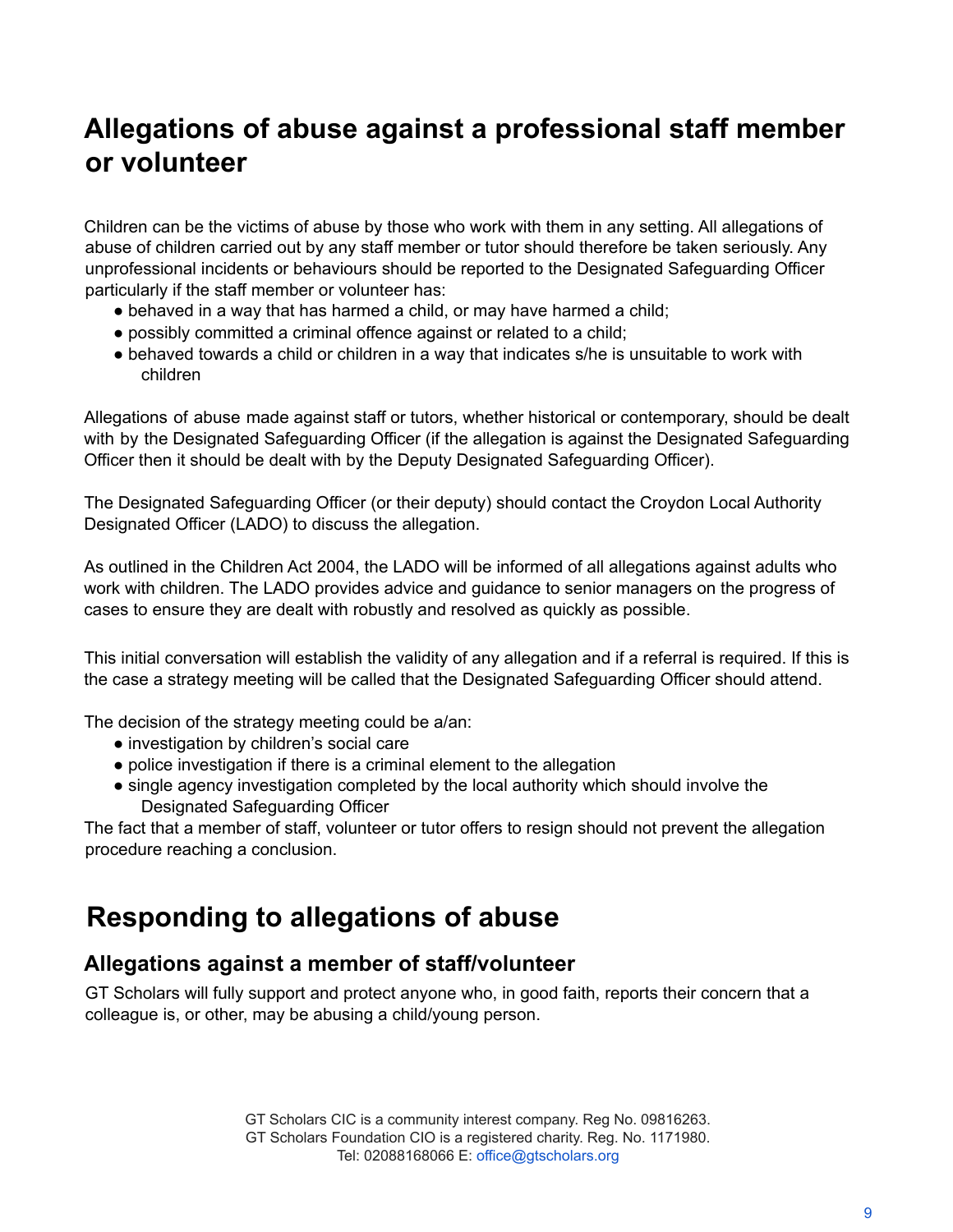## Allegations of abuse against a professional staff member or volunteer

Children can be the victims of abuse by those who work with them in any setting. All allegations of abuse of children carried out by any staff member or tutor should therefore be taken seriously. Any unprofessional incidents or behaviours should be reported to the Designated Safeguarding Officer particularly if the staff member or volunteer has:

- behaved in a way that has harmed a child, or may have harmed a child;
- possibly committed a criminal offence against or related to a child;
- behaved towards a child or children in a way that indicates s/he is unsuitable to work with children

Allegations of abuse made against staff or tutors, whether historical or contemporary, should be dealt with by the Designated Safeguarding Officer (if the allegation is against the Designated Safeguarding Officer then it should be dealt with by the Deputy Designated Safeguarding Officer).

The Designated Safeguarding Officer (or their deputy) should contact the Croydon Local Authority Designated Officer (LADO) to discuss the allegation.

As outlined in the Children Act 2004, the LADO will be informed of all allegations against adults who work with children. The LADO provides advice and guidance to senior managers on the progress of cases to ensure they are dealt with robustly and resolved as quickly as possible.

This initial conversation will establish the validity of any allegation and if a referral is required. If this is the case a strategy meeting will be called that the Designated Safeguarding Officer should attend.

The decision of the strategy meeting could be a/an:

- investigation by children's social care
- police investigation if there is a criminal element to the allegation
- single agency investigation completed by the local authority which should involve the Designated Safeguarding Officer

The fact that a member of staff, volunteer or tutor offers to resign should not prevent the allegation procedure reaching a conclusion.

## Responding to allegations of abuse

### Allegations against a member of staff/volunteer

GT Scholars will fully support and protect anyone who, in good faith, reports their concern that a colleague is, or other, may be abusing a child/young person.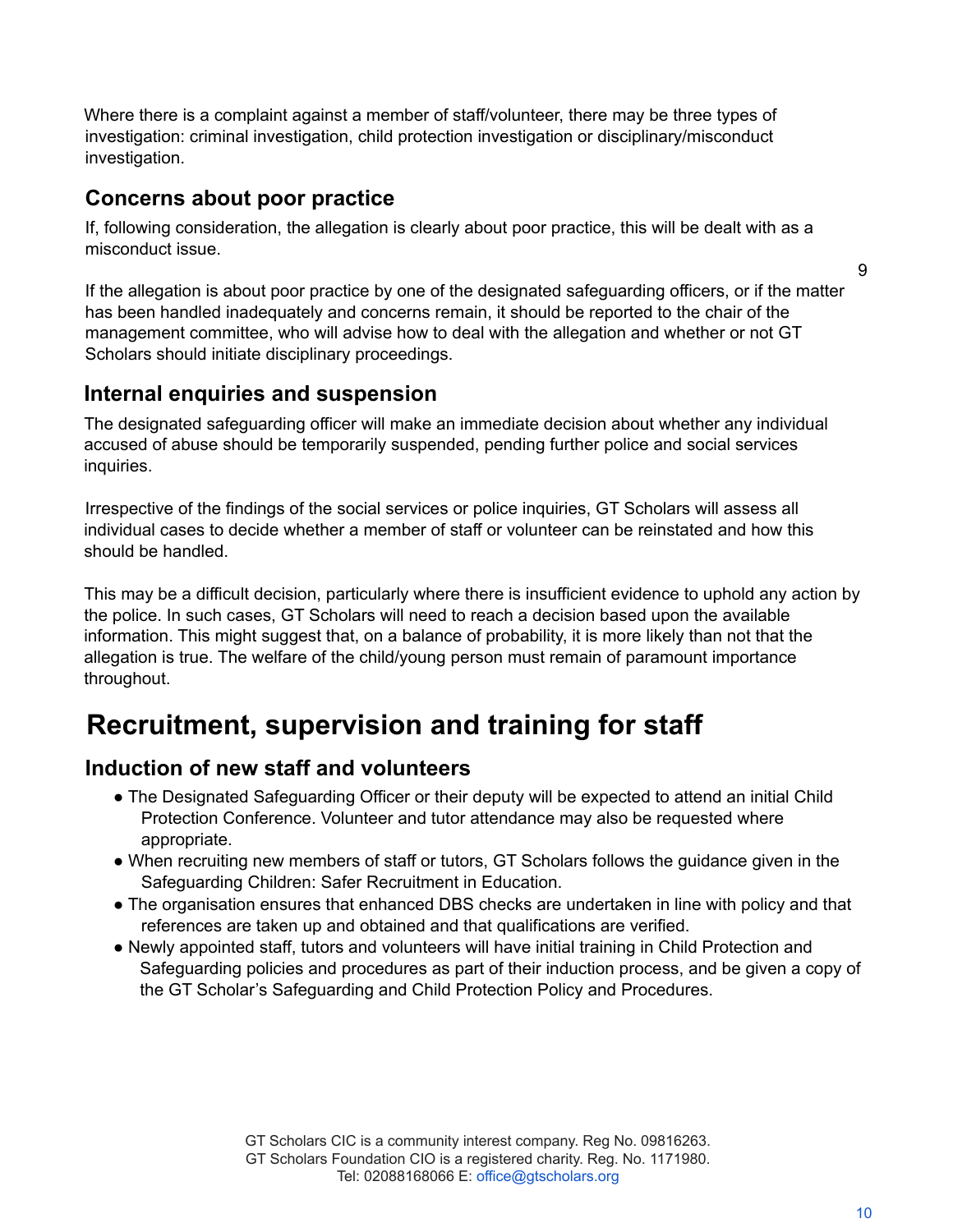Where there is a complaint against a member of staff/volunteer, there may be three types of investigation: criminal investigation, child protection investigation or disciplinary/misconduct investigation.

### Concerns about poor practice

If, following consideration, the allegation is clearly about poor practice, this will be dealt with as a misconduct issue.

If the allegation is about poor practice by one of the designated safeguarding officers, or if the matter has been handled inadequately and concerns remain, it should be reported to the chair of the management committee, who will advise how to deal with the allegation and whether or not GT Scholars should initiate disciplinary proceedings.

### Internal enquiries and suspension

The designated safeguarding officer will make an immediate decision about whether any individual accused of abuse should be temporarily suspended, pending further police and social services inquiries.

Irrespective of the findings of the social services or police inquiries, GT Scholars will assess all individual cases to decide whether a member of staff or volunteer can be reinstated and how this should be handled.

This may be a difficult decision, particularly where there is insufficient evidence to uphold any action by the police. In such cases, GT Scholars will need to reach a decision based upon the available information. This might suggest that, on a balance of probability, it is more likely than not that the allegation is true. The welfare of the child/young person must remain of paramount importance throughout.

## Recruitment, supervision and training for staff

### Induction of new staff and volunteers

- The Designated Safeguarding Officer or their deputy will be expected to attend an initial Child Protection Conference. Volunteer and tutor attendance may also be requested where appropriate.
- When recruiting new members of staff or tutors, GT Scholars follows the guidance given in the Safeguarding Children: Safer Recruitment in Education.
- The organisation ensures that enhanced DBS checks are undertaken in line with policy and that references are taken up and obtained and that qualifications are verified.
- Newly appointed staff, tutors and volunteers will have initial training in Child Protection and Safeguarding policies and procedures as part of their induction process, and be given a copy of the GT Scholar's Safeguarding and Child Protection Policy and Procedures.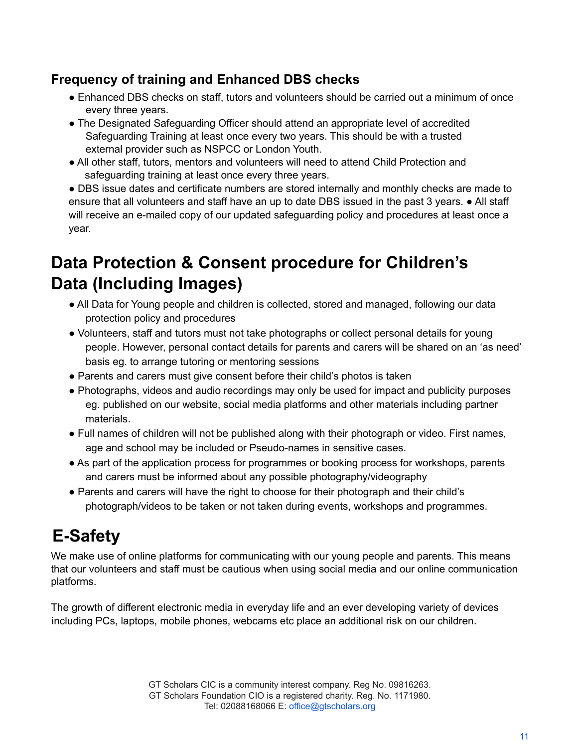### Frequency of training and Enhanced DBS checks

- Enhanced DBS checks on staff, tutors and volunteers should be carried out a minimum of once every three years.
- The Designated Safeguarding Officer should attend an appropriate level of accredited Safeguarding Training at least once every two years. This should be with a trusted external provider such as NSPCC or London Youth.
- All other staff, tutors, mentors and volunteers will need to attend Child Protection and safeguarding training at least once every three years.
- DBS issue dates and certificate numbers are stored internally and monthly checks are made to ensure that all volunteers and staff have an up to date DBS issued in the past 3 years.
- All staff will receive an e-mailed copy of our updated safeguarding policy and procedures at least once a year.

## Data Protection & Consent procedure for Children's Data (Including Images)

- All Data for Young people and children is collected, stored and managed, following our data protection policy and procedures
- Volunteers, staff and tutors must not take photographs or collect personal details for young people. However, personal contact details for parents and carers will be shared on an 'as need' basis eg. to arrange tutoring or mentoring sessions
- Parents and carers must give consent before their child's photos is taken
- Photographs, videos and audio recordings may only be used for impact and publicity purposes eg. published on our website, social media platforms and other materials including partner materials.
- Full names of children will not be published along with their photograph or video. First names, age and school may be included or Pseudo-names in sensitive cases.
- As part of the application process for programmes or booking process for workshops, parents and carers must be informed about any possible photography/videography
- Parents and carers will have the right to choose for their photograph and their child's photograph/videos to be taken or not taken during events, workshops and programmes.

## E-Safety

We make use of online platforms for communicating with our young people and parents. This means that our volunteers and staff must be cautious when using social media and our online communication platforms.

The growth of different electronic media in everyday life and an ever developing variety of devices including PCs, laptops, mobile phones, webcams etc place an additional risk on our children.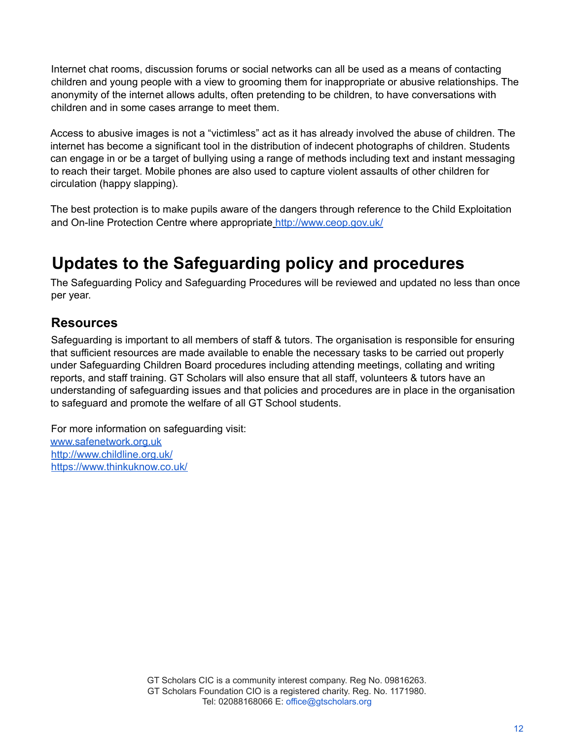Internet chat rooms, discussion forums or social networks can all be used as a means of contacting children and young people with a view to grooming them for inappropriate or abusive relationships. The anonymity of the internet allows adults, often pretending to be children, to have conversations with children and in some cases arrange to meet them.

Access to abusive images is not a "victimless" act as it has already involved the abuse of children. The internet has become a significant tool in the distribution of indecent photographs of children. Students can engage in or be a target of bullying using a range of methods including text and instant messaging to reach their target. Mobile phones are also used to capture violent assaults of other children for circulation (happy slapping).

The best protection is to make pupils aware of the dangers through reference to the Child Exploitation and On-line Protection Centre where appropriate [http://www.ceop.gov.uk/](http://www.ceop.gov.uk/)

# Updates to the Safeguarding policy and procedures

The Safeguarding Policy and Safeguarding Procedures will be reviewed and updated no less than once per year.

## Resources

Safeguarding is important to all members of staff & tutors. The organisation is responsible for ensuring that sufficient resources are made available to enable the necessary tasks to be carried out properly under Safeguarding Children Board procedures including attending meetings, collating and writing reports, and staff training. GT Scholars will also ensure that all staff, volunteers & tutors have an understanding of safeguarding issues and that policies and procedures are in place in the organisation to safeguard and promote the welfare of all GT School students.

For more information on safeguarding visit:
[www.safenetwork.org.uk](www.safenetwork.org.uk)
[http://www.childline.org.uk/](http://www.childline.org.uk/)
[https://www.thinkuknow.co.uk/](https://www.thinkuknow.co.uk/)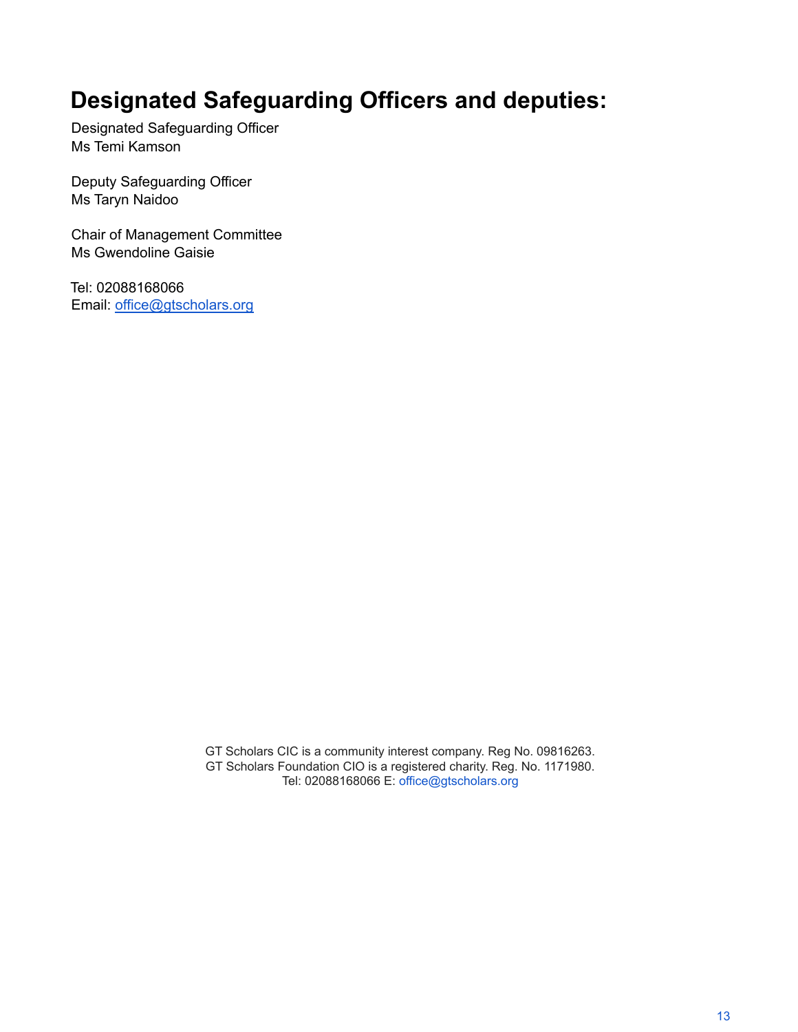## Designated Safeguarding Officers and deputies:

Designated Safeguarding Officer
Ms Temi Kamson

Deputy Safeguarding Officer
Ms Taryn Naidoo

Chair of Management Committee
Ms Gwendoline Gaisie

Tel: 02088168066
Email: office@gtscholars.org

GT Scholars CIC is a community interest company. Reg No. 09816263.
GT Scholars Foundation CIO is a registered charity. Reg. No. 1171980.
Tel: 02088168066 E: office@gtscholars.org